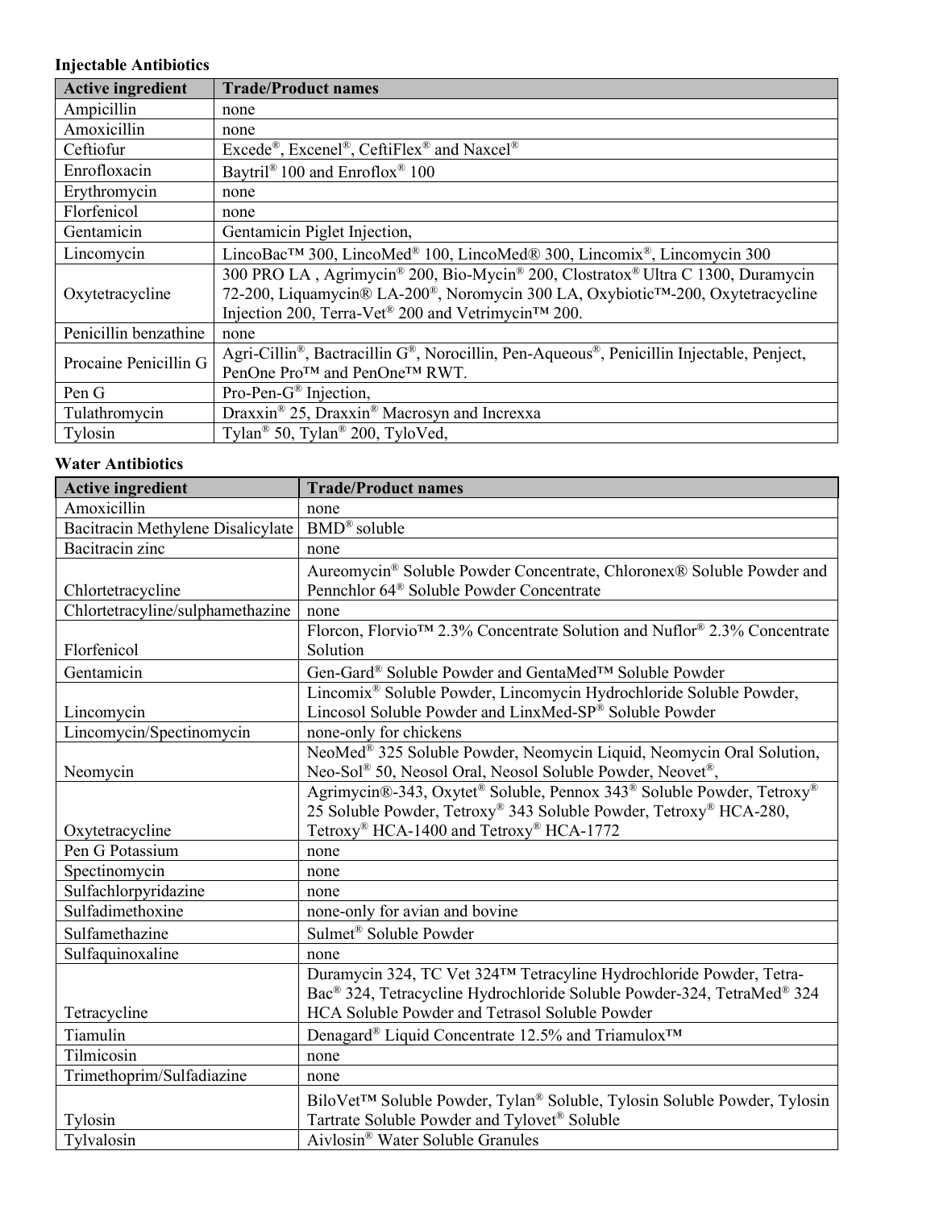**Injectable Antibiotics**

| Active ingredient | Trade/Product names |
|---|---|
| Ampicillin | none |
| Amoxicillin | none |
| Ceftiofur | Excede®, Excenel®, CeftiFlex® and Naxcel® |
| Enrofloxacin | Baytril® 100 and Enroflox® 100 |
| Erythromycin | none |
| Florfenicol | none |
| Gentamicin | Gentamicin Piglet Injection, |
| Lincomycin | LincoBac™ 300, LincoMed® 100, LincoMed® 300, Lincomix®, Lincomycin 300 |
| Oxytetracycline | 300 PRO LA , Agrimycin® 200, Bio-Mycin® 200, Clostratox® Ultra C 1300, Duramycin 72-200, Liquamycin® LA-200®, Noromycin 300 LA, Oxybiotic™-200, Oxytetracycline Injection 200, Terra-Vet® 200 and Vetrimycin™ 200. |
| Penicillin benzathine | none |
| Procaine Penicillin G | Agri-Cillin®, Bactracillin G®, Norocillin, Pen-Aqueous®, Penicillin Injectable, Penject, PenOne Pro™ and PenOne™ RWT. |
| Pen G | Pro-Pen-G® Injection, |
| Tulathromycin | Draxxin® 25, Draxxin® Macrosyn and Increxxa |
| Tylosin | Tylan® 50, Tylan® 200, TyloVed, |

**Water Antibiotics**

| Active ingredient | Trade/Product names |
|---|---|
| Amoxicillin | none |
| Bacitracin Methylene Disalicylate | BMD® soluble |
| Bacitracin zinc | none |
| Chlortetracycline | Aureomycin® Soluble Powder Concentrate, Chloronex® Soluble Powder and Pennchlor 64® Soluble Powder Concentrate |
| Chlortetracyline/sulphamethazine | none |
| Florfenicol | Florcon, Florvio™ 2.3% Concentrate Solution and Nuflor® 2.3% Concentrate Solution |
| Gentamicin | Gen-Gard® Soluble Powder and GentaMed™ Soluble Powder |
| Lincomycin | Lincomix® Soluble Powder, Lincomycin Hydrochloride Soluble Powder, Lincosol Soluble Powder and LinxMed-SP® Soluble Powder |
| Lincomycin/Spectinomycin | none-only for chickens |
| Neomycin | NeoMed® 325 Soluble Powder, Neomycin Liquid, Neomycin Oral Solution, Neo-Sol® 50, Neosol Oral, Neosol Soluble Powder, Neovet®, |
| Oxytetracycline | Agrimycin®-343, Oxytet® Soluble, Pennox 343® Soluble Powder, Tetroxy® 25 Soluble Powder, Tetroxy® 343 Soluble Powder, Tetroxy® HCA-280, Tetroxy® HCA-1400 and Tetroxy® HCA-1772 |
| Pen G Potassium | none |
| Spectinomycin | none |
| Sulfachlorpyridazine | none |
| Sulfadimethoxine | none-only for avian and bovine |
| Sulfamethazine | Sulmet® Soluble Powder |
| Sulfaquinoxaline | none |
| Tetracycline | Duramycin 324, TC Vet 324™ Tetracyline Hydrochloride Powder, Tetra-Bac® 324, Tetracycline Hydrochloride Soluble Powder-324, TetraMed® 324 HCA Soluble Powder and Tetrasol Soluble Powder |
| Tiamulin | Denagard® Liquid Concentrate 12.5% and Triamulox™ |
| Tilmicosin | none |
| Trimethoprim/Sulfadiazine | none |
| Tylosin | BiloVet™ Soluble Powder, Tylan® Soluble, Tylosin Soluble Powder, Tylosin Tartrate Soluble Powder and Tylovet® Soluble |
| Tylvalosin | Aivlosin® Water Soluble Granules |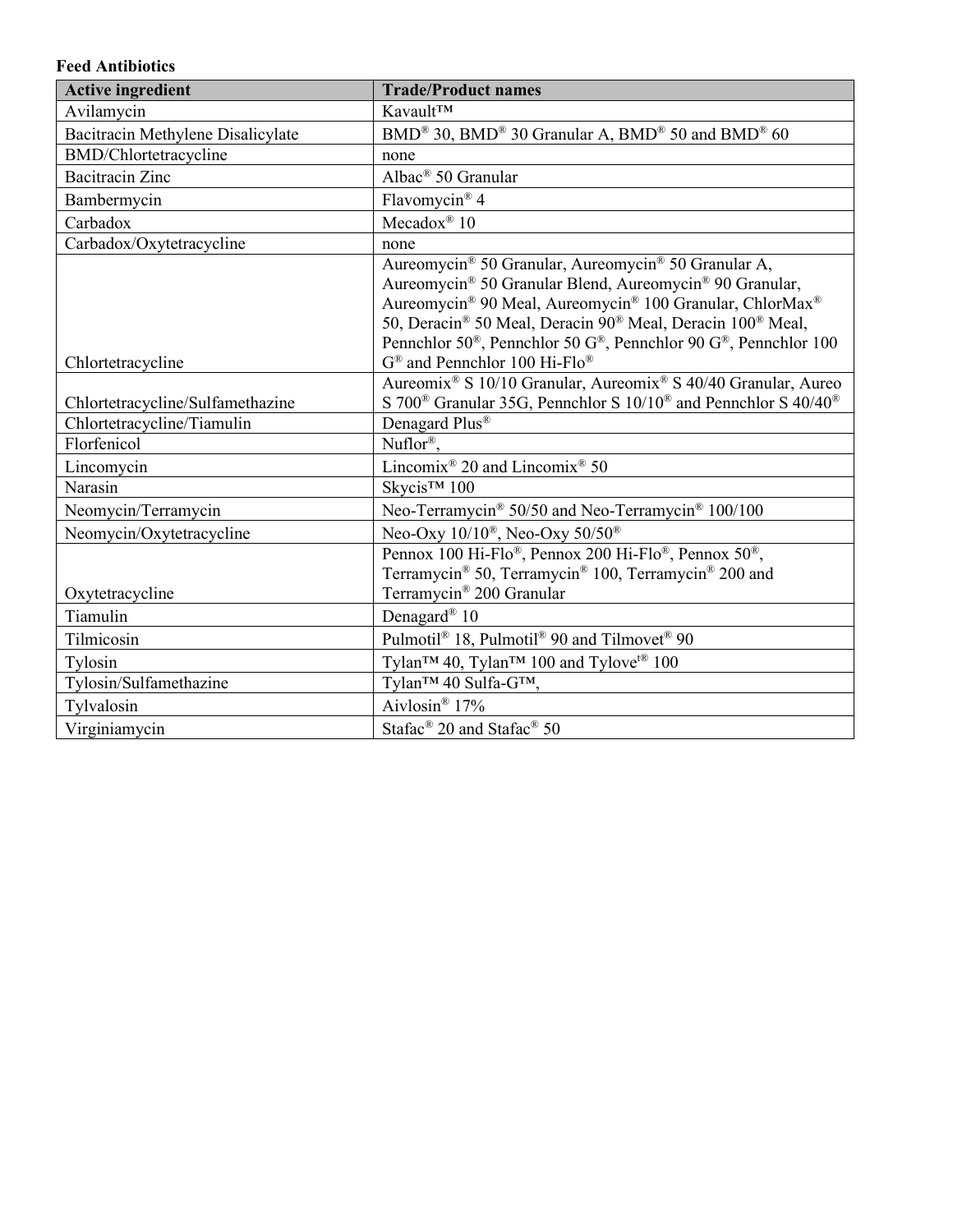**Feed Antibiotics**

| Active ingredient | Trade/Product names |
|---|---|
| Avilamycin | Kavault™ |
| Bacitracin Methylene Disalicylate | BMD® 30, BMD® 30 Granular A, BMD® 50 and BMD® 60 |
| BMD/Chlortetracycline | none |
| Bacitracin Zinc | Albac® 50 Granular |
| Bambermycin | Flavomycin® 4 |
| Carbadox | Mecadox® 10 |
| Carbadox/Oxytetracycline | none |
| Chlortetracycline | Aureomycin® 50 Granular, Aureomycin® 50 Granular A, Aureomycin® 50 Granular Blend, Aureomycin® 90 Granular, Aureomycin® 90 Meal, Aureomycin® 100 Granular, ChlorMax® 50, Deracin® 50 Meal, Deracin 90® Meal, Deracin 100® Meal, Pennchlor 50®, Pennchlor 50 G®, Pennchlor 90 G®, Pennchlor 100 G® and Pennchlor 100 Hi-Flo® |
| Chlortetracycline/Sulfamethazine | Aureomix® S 10/10 Granular, Aureomix® S 40/40 Granular, Aureo S 700® Granular 35G, Pennchlor S 10/10® and Pennchlor S 40/40® |
| Chlortetracycline/Tiamulin | Denagard Plus® |
| Florfenicol | Nuflor®, |
| Lincomycin | Lincomix® 20 and Lincomix® 50 |
| Narasin | Skycis™ 100 |
| Neomycin/Terramycin | Neo-Terramycin® 50/50 and Neo-Terramycin® 100/100 |
| Neomycin/Oxytetracycline | Neo-Oxy 10/10®, Neo-Oxy 50/50® |
| Oxytetracycline | Pennox 100 Hi-Flo®, Pennox 200 Hi-Flo®, Pennox 50®, Terramycin® 50, Terramycin® 100, Terramycin® 200 and Terramycin® 200 Granular |
| Tiamulin | Denagard® 10 |
| Tilmicosin | Pulmotil® 18, Pulmotil® 90 and Tilmovet® 90 |
| Tylosin | Tylan™ 40, Tylan™ 100 and Tylovet® 100 |
| Tylosin/Sulfamethazine | Tylan™ 40 Sulfa-G™, |
| Tylvalosin | Aivlosin® 17% |
| Virginiamycin | Stafac® 20 and Stafac® 50 |